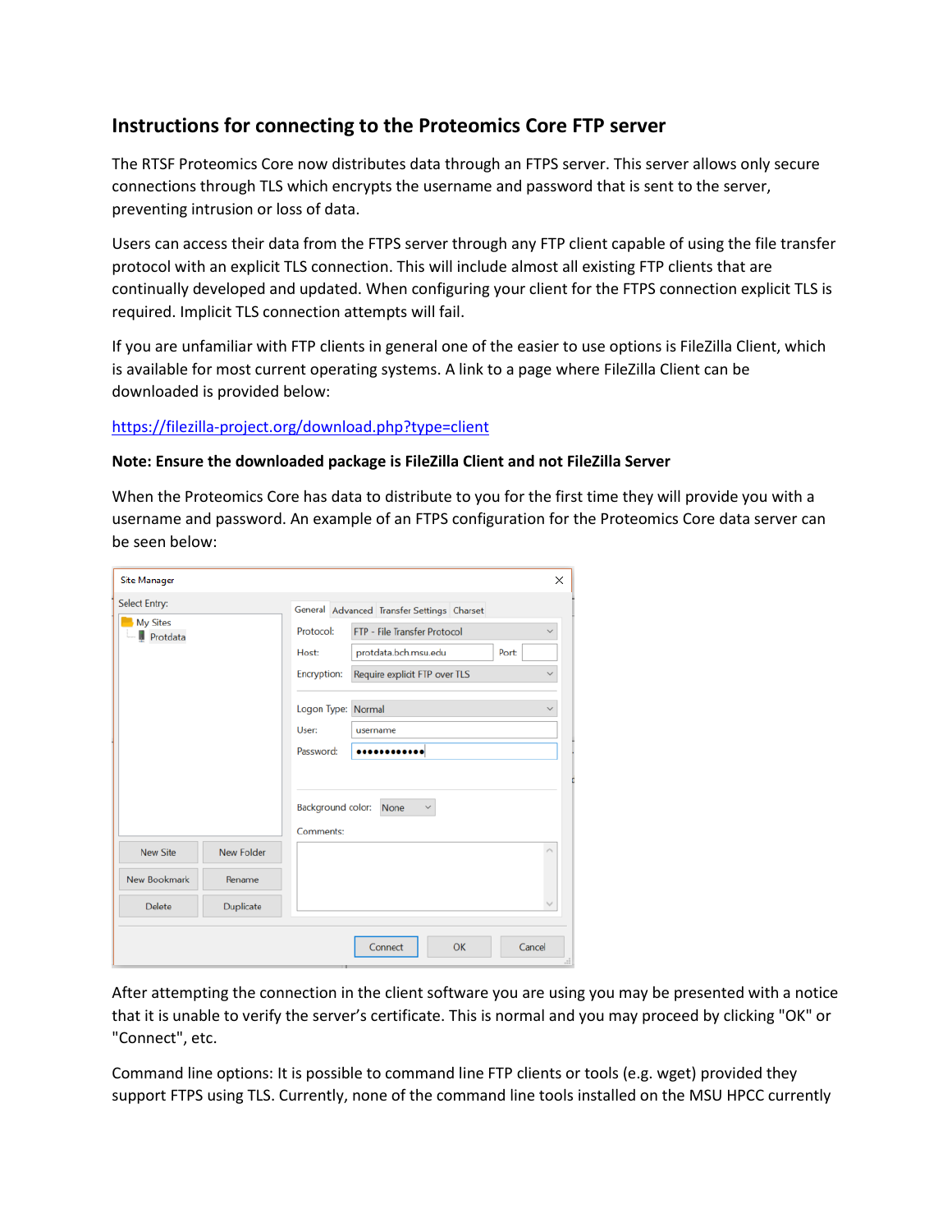## Instructions for connecting to the Proteomics Core FTP server

The RTSF Proteomics Core now distributes data through an FTPS server. This server allows only secure connections through TLS which encrypts the username and password that is sent to the server, preventing intrusion or loss of data.

Users can access their data from the FTPS server through any FTP client capable of using the file transfer protocol with an explicit TLS connection. This will include almost all existing FTP clients that are continually developed and updated. When configuring your client for the FTPS connection explicit TLS is required. Implicit TLS connection attempts will fail.

If you are unfamiliar with FTP clients in general one of the easier to use options is FileZilla Client, which is available for most current operating systems. A link to a page where FileZilla Client can be downloaded is provided below:

https://filezilla-project.org/download.php?type=client

**Note: Ensure the downloaded package is FileZilla Client and not FileZilla Server**

When the Proteomics Core has data to distribute to you for the first time they will provide you with a username and password. An example of an FTPS configuration for the Proteomics Core data server can be seen below:

After attempting the connection in the client software you are using you may be presented with a notice that it is unable to verify the server's certificate. This is normal and you may proceed by clicking "OK" or "Connect", etc.

Command line options: It is possible to command line FTP clients or tools (e.g. wget) provided they support FTPS using TLS. Currently, none of the command line tools installed on the MSU HPCC currently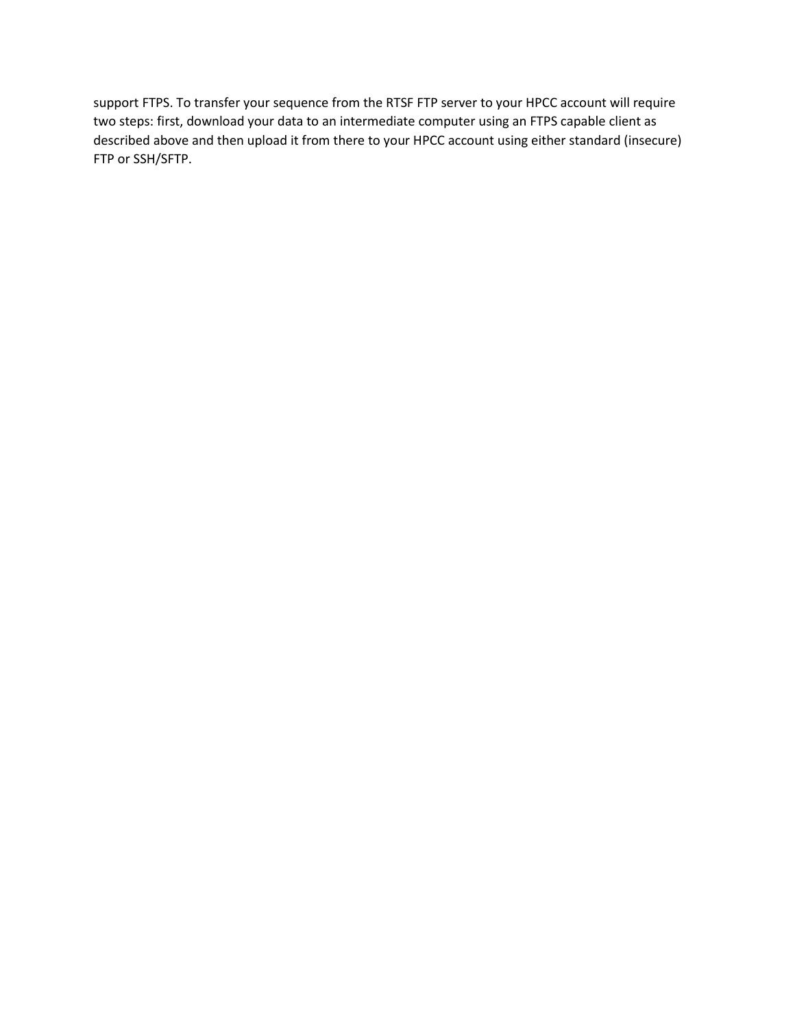support FTPS. To transfer your sequence from the RTSF FTP server to your HPCC account will require two steps: first, download your data to an intermediate computer using an FTPS capable client as described above and then upload it from there to your HPCC account using either standard (insecure) FTP or SSH/SFTP.